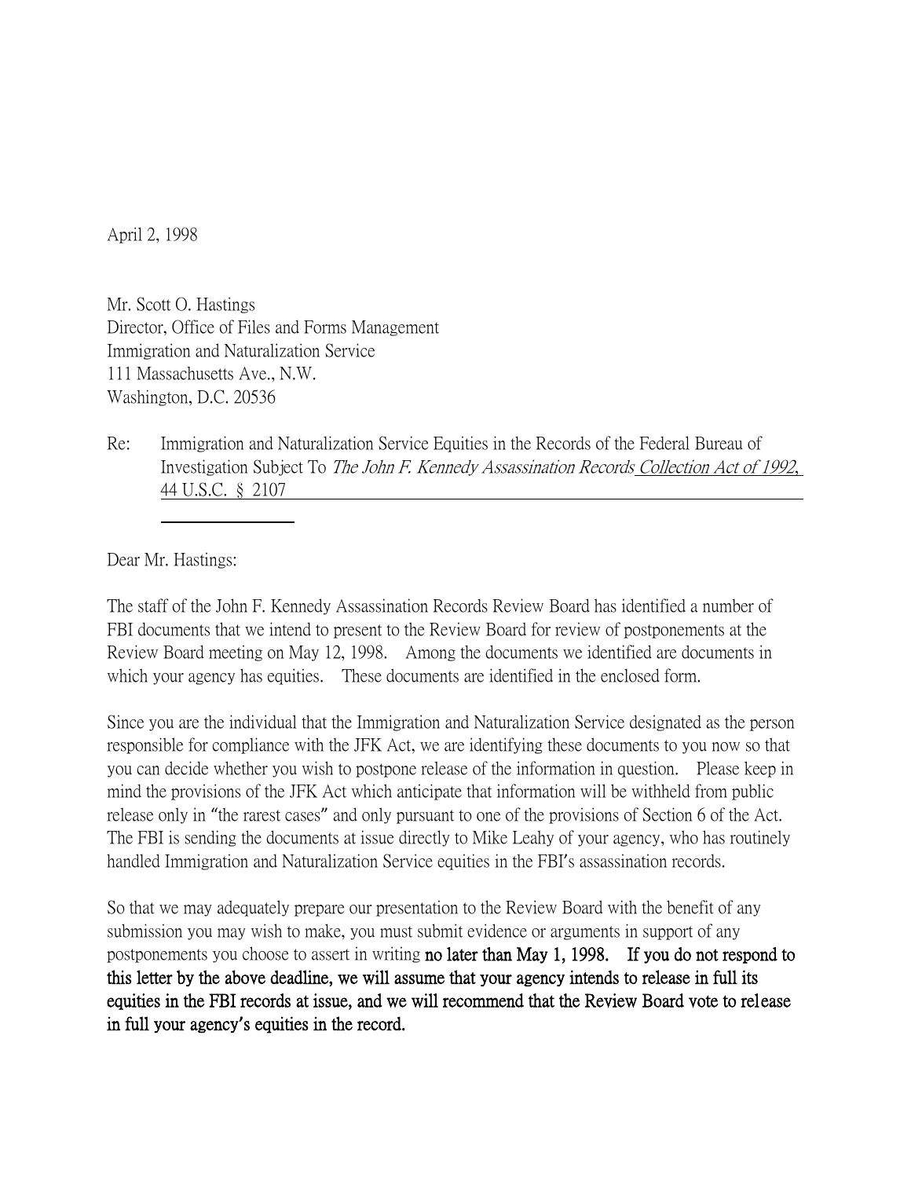April 2, 1998

Mr. Scott O. Hastings
Director, Office of Files and Forms Management
Immigration and Naturalization Service
111 Massachusetts Ave., N.W.
Washington, D.C. 20536

Re: Immigration and Naturalization Service Equities in the Records of the Federal Bureau of Investigation Subject To *The John F. Kennedy Assassination Records Collection Act of 1992*, 44 U.S.C. § 2107

Dear Mr. Hastings:

The staff of the John F. Kennedy Assassination Records Review Board has identified a number of FBI documents that we intend to present to the Review Board for review of postponements at the Review Board meeting on May 12, 1998. Among the documents we identified are documents in which your agency has equities. These documents are identified in the enclosed form.

Since you are the individual that the Immigration and Naturalization Service designated as the person responsible for compliance with the JFK Act, we are identifying these documents to you now so that you can decide whether you wish to postpone release of the information in question. Please keep in mind the provisions of the JFK Act which anticipate that information will be withheld from public release only in "the rarest cases" and only pursuant to one of the provisions of Section 6 of the Act. The FBI is sending the documents at issue directly to Mike Leahy of your agency, who has routinely handled Immigration and Naturalization Service equities in the FBI's assassination records.

So that we may adequately prepare our presentation to the Review Board with the benefit of any submission you may wish to make, you must submit evidence or arguments in support of any postponements you choose to assert in writing **no later than May 1, 1998. If you do not respond to this letter by the above deadline, we will assume that your agency intends to release in full its equities in the FBI records at issue, and we will recommend that the Review Board vote to release in full your agency's equities in the record.**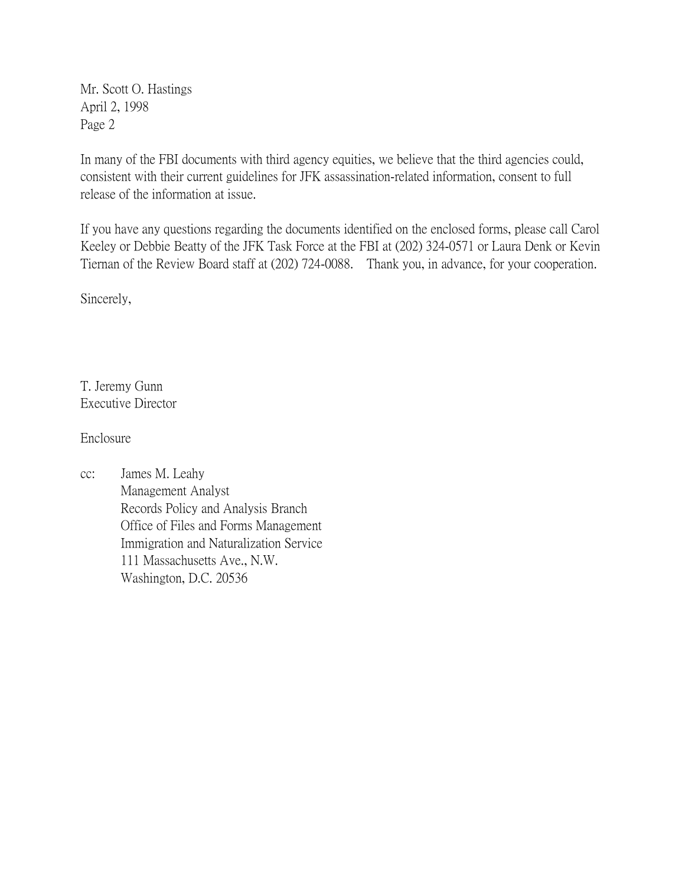Mr. Scott O. Hastings
April 2, 1998
Page 2

In many of the FBI documents with third agency equities, we believe that the third agencies could, consistent with their current guidelines for JFK assassination-related information, consent to full release of the information at issue.

If you have any questions regarding the documents identified on the enclosed forms, please call Carol Keeley or Debbie Beatty of the JFK Task Force at the FBI at (202) 324-0571 or Laura Denk or Kevin Tiernan of the Review Board staff at (202) 724-0088. Thank you, in advance, for your cooperation.

Sincerely,

T. Jeremy Gunn
Executive Director

Enclosure

cc: James M. Leahy
Management Analyst
Records Policy and Analysis Branch
Office of Files and Forms Management
Immigration and Naturalization Service
111 Massachusetts Ave., N.W.
Washington, D.C. 20536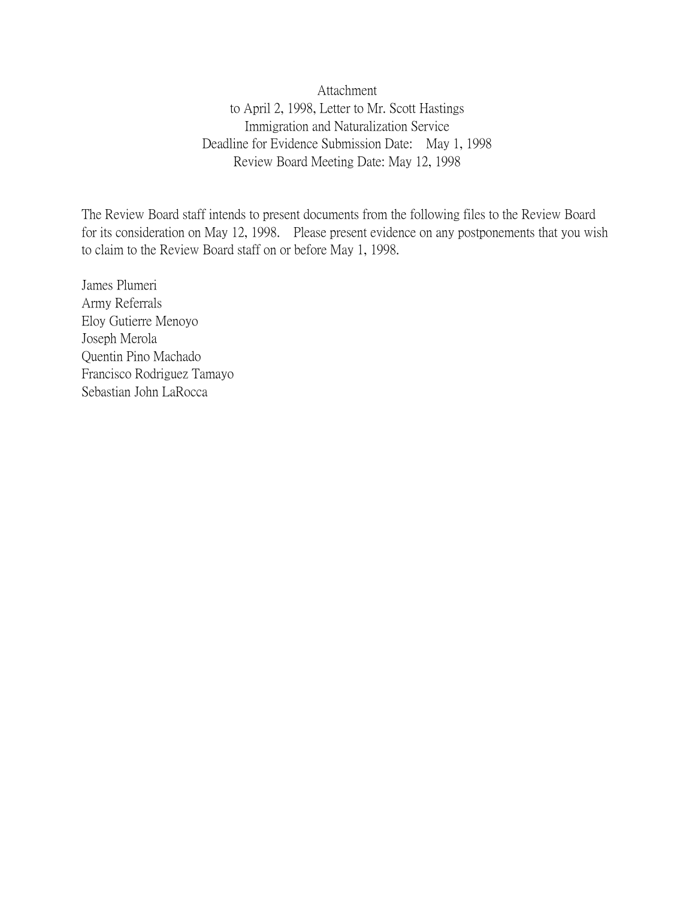Attachment
to April 2, 1998, Letter to Mr. Scott Hastings
Immigration and Naturalization Service
Deadline for Evidence Submission Date: May 1, 1998
Review Board Meeting Date: May 12, 1998

The Review Board staff intends to present documents from the following files to the Review Board for its consideration on May 12, 1998. Please present evidence on any postponements that you wish to claim to the Review Board staff on or before May 1, 1998.

James Plumeri
Army Referrals
Eloy Gutierre Menoyo
Joseph Merola
Quentin Pino Machado
Francisco Rodriguez Tamayo
Sebastian John LaRocca